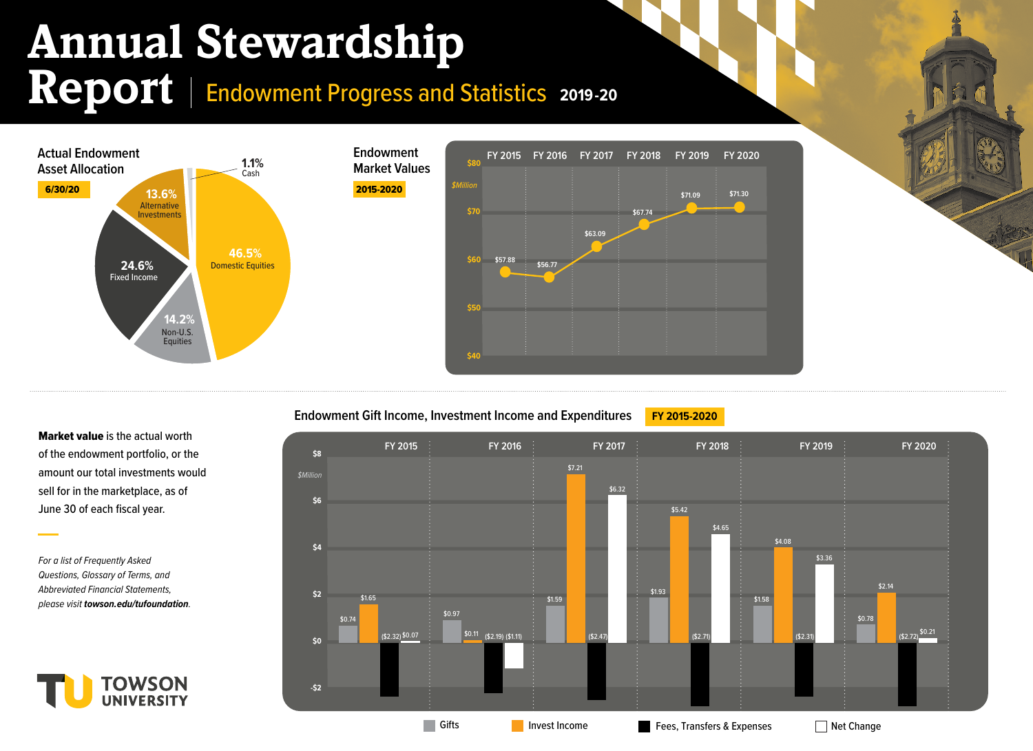# Annual Stewardship Report | Endowment Progress and Statistics 2019-20

## Actual Endowment Asset Allocation

**6/30/20**

| Asset Class | Percentage |
|---|---|
| Domestic Equities | 46.5% |
| Fixed Income | 24.6% |
| Non-U.S. Equities | 14.2% |
| Alternative Investments | 13.6% |
| Cash | 1.1% |

## Endowment Market Values

**2015-2020**

$Million

| FY 2015 | FY 2016 | FY 2017 | FY 2018 | FY 2019 | FY 2020 |
|---|---|---|---|---|---|
| $57.88 | $56.77 | $63.09 | $67.74 | $71.09 | $71.30 |

**Market value** is the actual worth of the endowment portfolio, or the amount our total investments would sell for in the marketplace, as of June 30 of each fiscal year.

*For a list of Frequently Asked Questions, Glossary of Terms, and Abbreviated Financial Statements, please visit* ***towson.edu/tufoundation****.*

## Endowment Gift Income, Investment Income and Expenditures

**FY 2015-2020**

$Million

| | Gifts | Invest Income | Fees, Transfers & Expenses | Net Change |
|---|---|---|---|---|
| FY 2015 | $0.74 | $1.65 | ($2.32) | $0.07 |
| FY 2016 | $0.97 | $0.11 | ($2.19) | ($1.11) |
| FY 2017 | $1.59 | $7.21 | ($2.47) | $6.32 |
| FY 2018 | $1.93 | $5.42 | ($2.71) | $4.65 |
| FY 2019 | $1.58 | $4.08 | ($2.31) | $3.36 |
| FY 2020 | $0.78 | $2.14 | ($2.72) | $0.21 |

TOWSON UNIVERSITY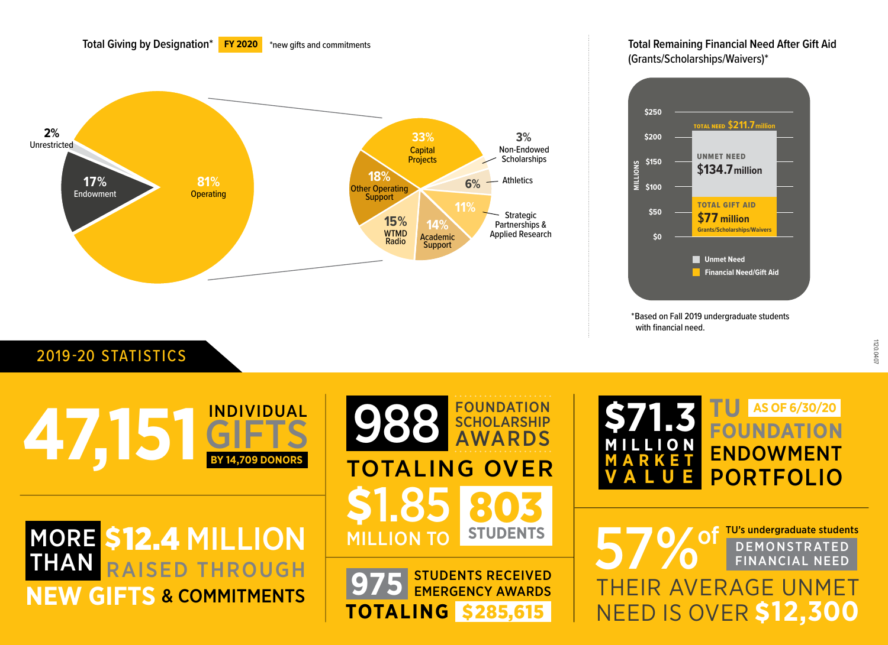Total Giving by Designation* **FY 2020** *new gifts and commitments

2% Unrestricted

17% Endowment

81% Operating

33% Capital Projects

3% Non-Endowed Scholarships

6% Athletics

11% Strategic Partnerships & Applied Research

14% Academic Support

15% WTMD Radio

18% Other Operating Support

**Total Remaining Financial Need After Gift Aid** (Grants/Scholarships/Waivers)*

MILLIONS

$250
$200
$150
$100
$50
$0

TOTAL NEED $211.7 million

UNMET NEED $134.7 million

TOTAL GIFT AID $77 million Grants/Scholarships/Waivers

Unmet Need

Financial Need/Gift Aid

*Based on Fall 2019 undergraduate students with financial need.

## 2019-20 STATISTICS

**47,151** INDIVIDUAL GIFTS **BY 14,709 DONORS**

**MORE THAN $12.4 MILLION** RAISED THROUGH **NEW GIFTS** & COMMITMENTS

**988** FOUNDATION SCHOLARSHIP AWARDS TOTALING OVER **$1.85** MILLION TO **803** STUDENTS

**975** STUDENTS RECEIVED EMERGENCY AWARDS TOTALING **$285,615**

**$71.3** MILLION MARKET VALUE TU FOUNDATION ENDOWMENT PORTFOLIO AS OF 6/30/20

**57%** of TU's undergraduate students DEMONSTRATED FINANCIAL NEED

THEIR AVERAGE UNMET NEED IS OVER **$12,300**